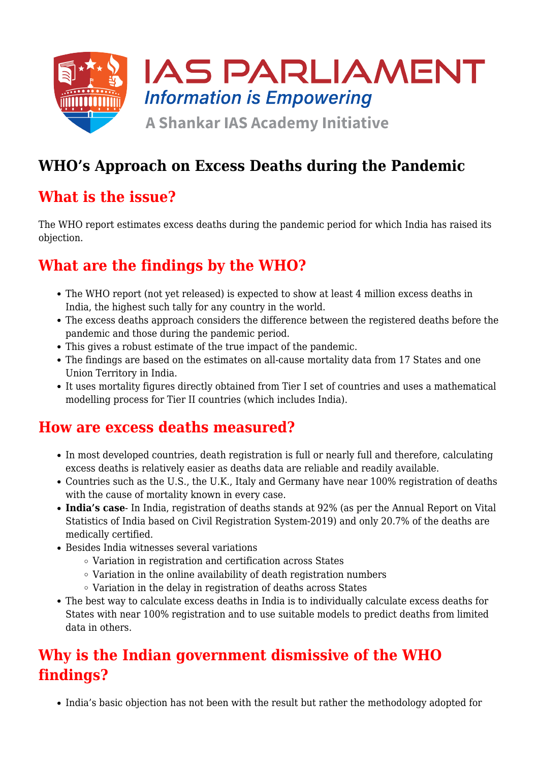# WHO's Approach on Excess Deaths during the Pandemic

## What is the issue?

The WHO report estimates excess deaths during the pandemic period for which India has raised its objection.

## What are the findings by the WHO?

- The WHO report (not yet released) is expected to show at least 4 million excess deaths in India, the highest such tally for any country in the world.
- The excess deaths approach considers the difference between the registered deaths before the pandemic and those during the pandemic period.
- This gives a robust estimate of the true impact of the pandemic.
- The findings are based on the estimates on all-cause mortality data from 17 States and one Union Territory in India.
- It uses mortality figures directly obtained from Tier I set of countries and uses a mathematical modelling process for Tier II countries (which includes India).

## How are excess deaths measured?

- In most developed countries, death registration is full or nearly full and therefore, calculating excess deaths is relatively easier as deaths data are reliable and readily available.
- Countries such as the U.S., the U.K., Italy and Germany have near 100% registration of deaths with the cause of mortality known in every case.
- **India's case**- In India, registration of deaths stands at 92% (as per the Annual Report on Vital Statistics of India based on Civil Registration System-2019) and only 20.7% of the deaths are medically certified.
- Besides India witnesses several variations
  - Variation in registration and certification across States
  - Variation in the online availability of death registration numbers
  - Variation in the delay in registration of deaths across States
- The best way to calculate excess deaths in India is to individually calculate excess deaths for States with near 100% registration and to use suitable models to predict deaths from limited data in others.

## Why is the Indian government dismissive of the WHO findings?

- India's basic objection has not been with the result but rather the methodology adopted for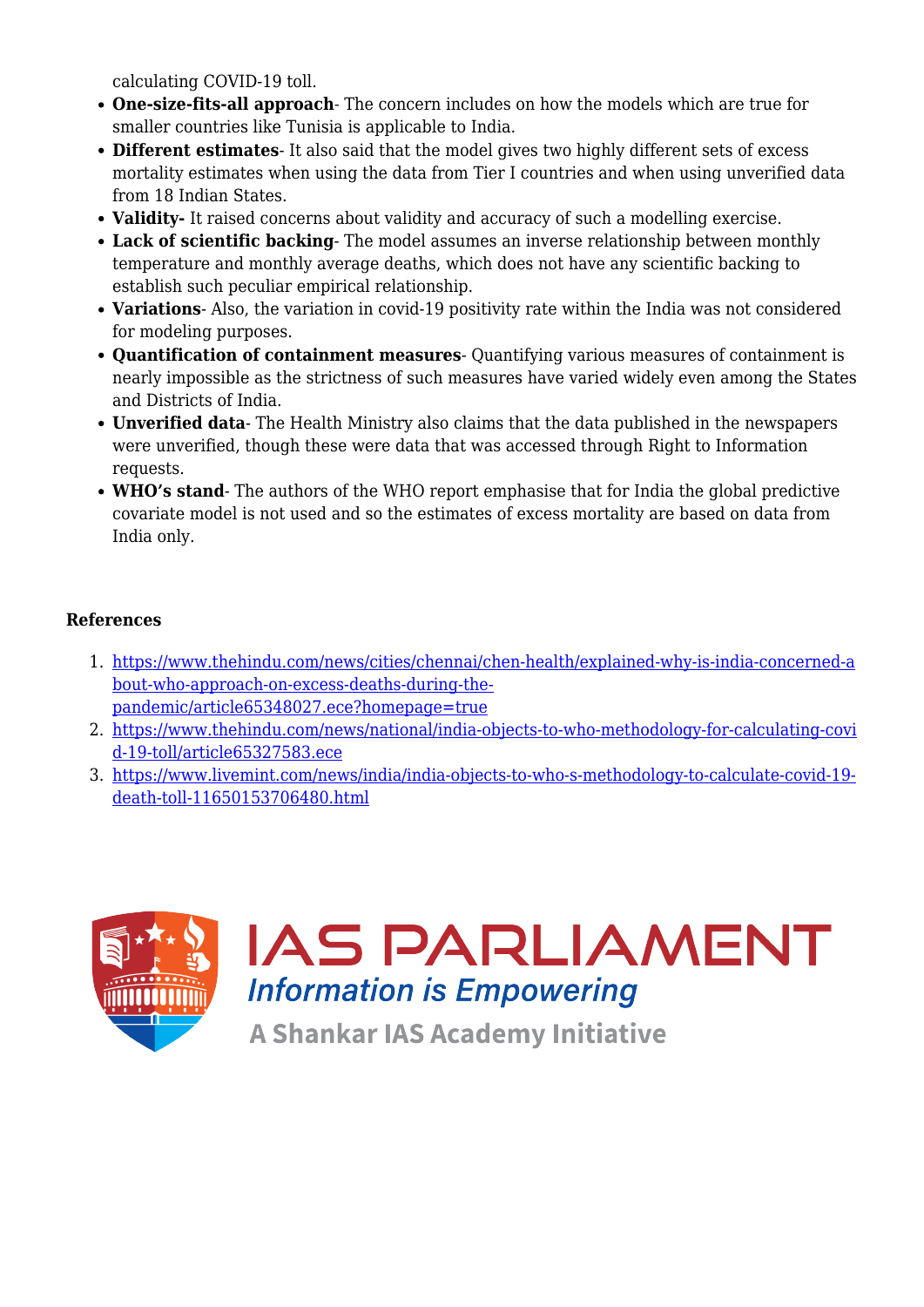calculating COVID-19 toll.

- **One-size-fits-all approach**- The concern includes on how the models which are true for smaller countries like Tunisia is applicable to India.
- **Different estimates**- It also said that the model gives two highly different sets of excess mortality estimates when using the data from Tier I countries and when using unverified data from 18 Indian States.
- **Validity-** It raised concerns about validity and accuracy of such a modelling exercise.
- **Lack of scientific backing**- The model assumes an inverse relationship between monthly temperature and monthly average deaths, which does not have any scientific backing to establish such peculiar empirical relationship.
- **Variations**- Also, the variation in covid-19 positivity rate within the India was not considered for modeling purposes.
- **Quantification of containment measures**- Quantifying various measures of containment is nearly impossible as the strictness of such measures have varied widely even among the States and Districts of India.
- **Unverified data**- The Health Ministry also claims that the data published in the newspapers were unverified, though these were data that was accessed through Right to Information requests.
- **WHO's stand**- The authors of the WHO report emphasise that for India the global predictive covariate model is not used and so the estimates of excess mortality are based on data from India only.

**References**

1. https://www.thehindu.com/news/cities/chennai/chen-health/explained-why-is-india-concerned-about-who-approach-on-excess-deaths-during-the-pandemic/article65348027.ece?homepage=true
2. https://www.thehindu.com/news/national/india-objects-to-who-methodology-for-calculating-covid-19-toll/article65327583.ece
3. https://www.livemint.com/news/india/india-objects-to-who-s-methodology-to-calculate-covid-19-death-toll-11650153706480.html

IAS PARLIAMENT
*Information is Empowering*
A Shankar IAS Academy Initiative